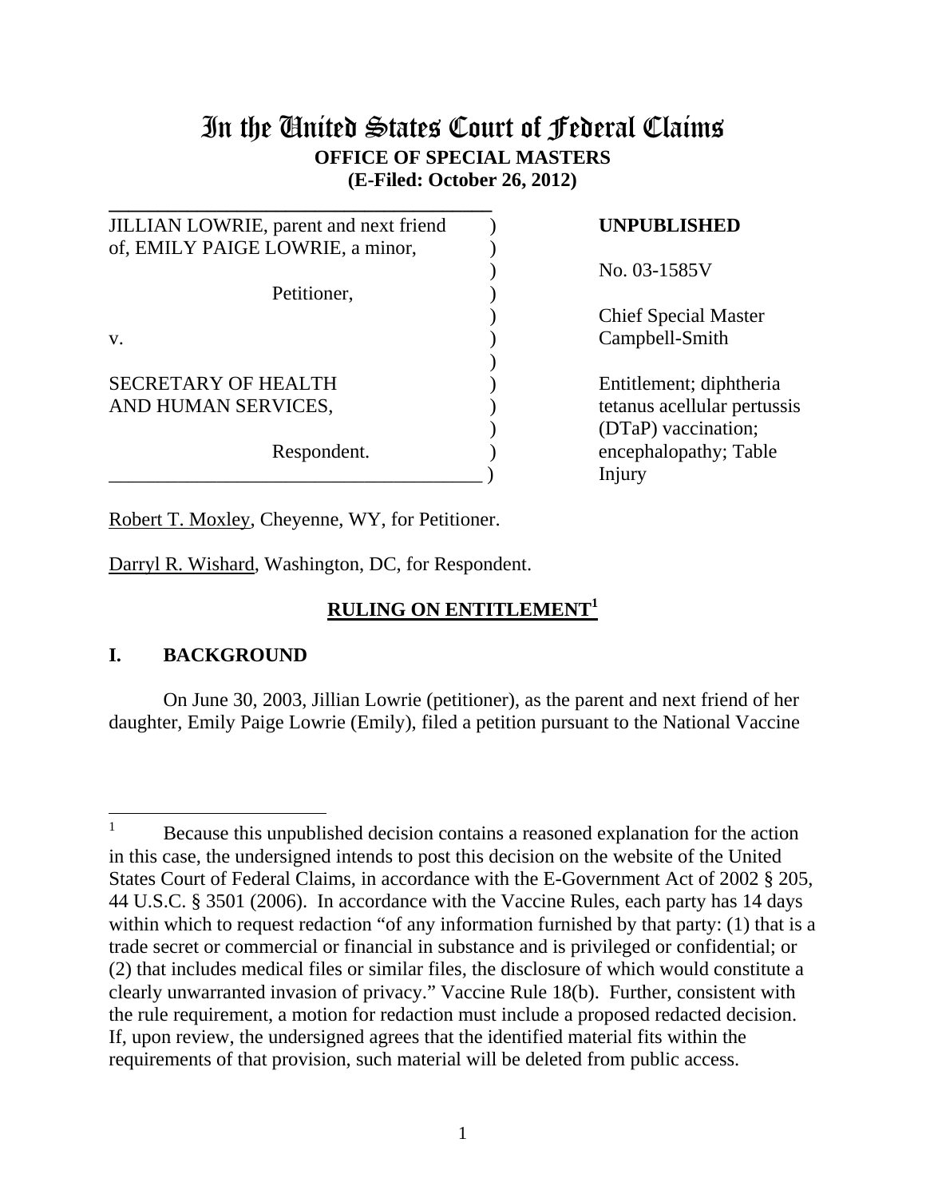# In the United States Court of Federal Claims

**OFFICE OF SPECIAL MASTERS**
**(E-Filed: October 26, 2012)**

| | | |
|---|---|---|
| JILLIAN LOWRIE, parent and next friend of, EMILY PAIGE LOWRIE, a minor, | ) | **UNPUBLISHED** |
| Petitioner, | ) | No. 03-1585V |
| v. | ) | Chief Special Master Campbell-Smith |
| SECRETARY OF HEALTH AND HUMAN SERVICES, | ) | Entitlement; diphtheria tetanus acellular pertussis (DTaP) vaccination; encephalopathy; Table Injury |
| Respondent. | ) | |

Robert T. Moxley, Cheyenne, WY, for Petitioner.

Darryl R. Wishard, Washington, DC, for Respondent.

## RULING ON ENTITLEMENT[1]

### I. BACKGROUND

On June 30, 2003, Jillian Lowrie (petitioner), as the parent and next friend of her daughter, Emily Paige Lowrie (Emily), filed a petition pursuant to the National Vaccine

---

[1] Because this unpublished decision contains a reasoned explanation for the action in this case, the undersigned intends to post this decision on the website of the United States Court of Federal Claims, in accordance with the E-Government Act of 2002 § 205, 44 U.S.C. § 3501 (2006). In accordance with the Vaccine Rules, each party has 14 days within which to request redaction "of any information furnished by that party: (1) that is a trade secret or commercial or financial in substance and is privileged or confidential; or (2) that includes medical files or similar files, the disclosure of which would constitute a clearly unwarranted invasion of privacy." Vaccine Rule 18(b). Further, consistent with the rule requirement, a motion for redaction must include a proposed redacted decision. If, upon review, the undersigned agrees that the identified material fits within the requirements of that provision, such material will be deleted from public access.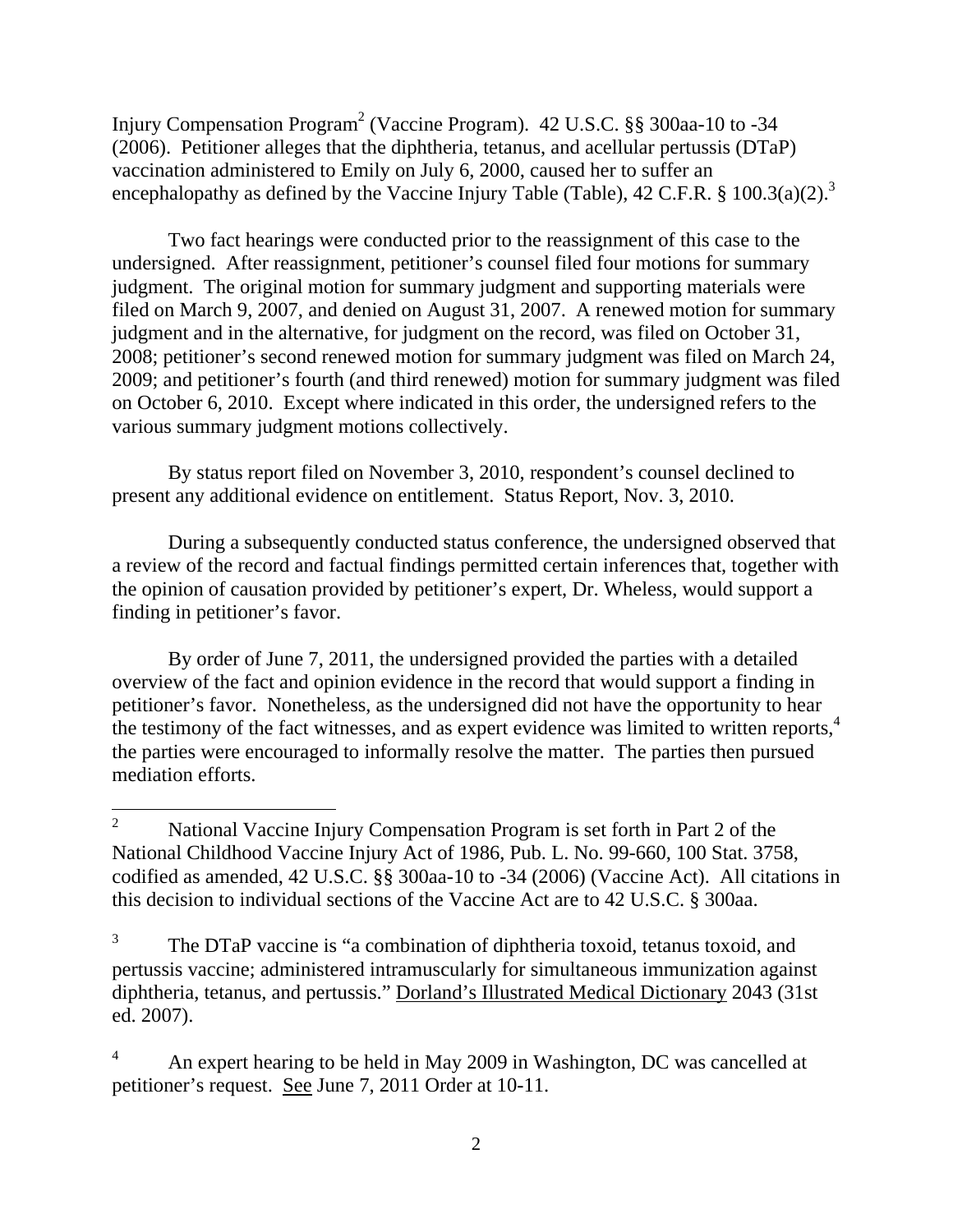Injury Compensation Program[2] (Vaccine Program). 42 U.S.C. §§ 300aa-10 to -34 (2006). Petitioner alleges that the diphtheria, tetanus, and acellular pertussis (DTaP) vaccination administered to Emily on July 6, 2000, caused her to suffer an encephalopathy as defined by the Vaccine Injury Table (Table), 42 C.F.R. § 100.3(a)(2).[3]

Two fact hearings were conducted prior to the reassignment of this case to the undersigned. After reassignment, petitioner's counsel filed four motions for summary judgment. The original motion for summary judgment and supporting materials were filed on March 9, 2007, and denied on August 31, 2007. A renewed motion for summary judgment and in the alternative, for judgment on the record, was filed on October 31, 2008; petitioner's second renewed motion for summary judgment was filed on March 24, 2009; and petitioner's fourth (and third renewed) motion for summary judgment was filed on October 6, 2010. Except where indicated in this order, the undersigned refers to the various summary judgment motions collectively.

By status report filed on November 3, 2010, respondent's counsel declined to present any additional evidence on entitlement. Status Report, Nov. 3, 2010.

During a subsequently conducted status conference, the undersigned observed that a review of the record and factual findings permitted certain inferences that, together with the opinion of causation provided by petitioner's expert, Dr. Wheless, would support a finding in petitioner's favor.

By order of June 7, 2011, the undersigned provided the parties with a detailed overview of the fact and opinion evidence in the record that would support a finding in petitioner's favor. Nonetheless, as the undersigned did not have the opportunity to hear the testimony of the fact witnesses, and as expert evidence was limited to written reports,[4] the parties were encouraged to informally resolve the matter. The parties then pursued mediation efforts.

---

[2] National Vaccine Injury Compensation Program is set forth in Part 2 of the National Childhood Vaccine Injury Act of 1986, Pub. L. No. 99-660, 100 Stat. 3758, codified as amended, 42 U.S.C. §§ 300aa-10 to -34 (2006) (Vaccine Act). All citations in this decision to individual sections of the Vaccine Act are to 42 U.S.C. § 300aa.

[3] The DTaP vaccine is "a combination of diphtheria toxoid, tetanus toxoid, and pertussis vaccine; administered intramuscularly for simultaneous immunization against diphtheria, tetanus, and pertussis." Dorland's Illustrated Medical Dictionary 2043 (31st ed. 2007).

[4] An expert hearing to be held in May 2009 in Washington, DC was cancelled at petitioner's request. See June 7, 2011 Order at 10-11.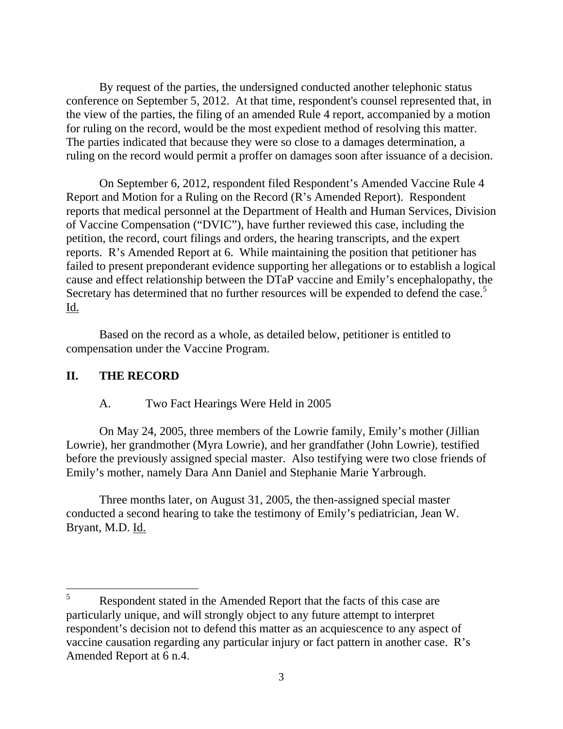By request of the parties, the undersigned conducted another telephonic status conference on September 5, 2012. At that time, respondent's counsel represented that, in the view of the parties, the filing of an amended Rule 4 report, accompanied by a motion for ruling on the record, would be the most expedient method of resolving this matter. The parties indicated that because they were so close to a damages determination, a ruling on the record would permit a proffer on damages soon after issuance of a decision.

On September 6, 2012, respondent filed Respondent's Amended Vaccine Rule 4 Report and Motion for a Ruling on the Record (R's Amended Report). Respondent reports that medical personnel at the Department of Health and Human Services, Division of Vaccine Compensation ("DVIC"), have further reviewed this case, including the petition, the record, court filings and orders, the hearing transcripts, and the expert reports. R's Amended Report at 6. While maintaining the position that petitioner has failed to present preponderant evidence supporting her allegations or to establish a logical cause and effect relationship between the DTaP vaccine and Emily's encephalopathy, the Secretary has determined that no further resources will be expended to defend the case.[5] Id.

Based on the record as a whole, as detailed below, petitioner is entitled to compensation under the Vaccine Program.

## II. THE RECORD

### A. Two Fact Hearings Were Held in 2005

On May 24, 2005, three members of the Lowrie family, Emily's mother (Jillian Lowrie), her grandmother (Myra Lowrie), and her grandfather (John Lowrie), testified before the previously assigned special master. Also testifying were two close friends of Emily's mother, namely Dara Ann Daniel and Stephanie Marie Yarbrough.

Three months later, on August 31, 2005, the then-assigned special master conducted a second hearing to take the testimony of Emily's pediatrician, Jean W. Bryant, M.D. Id.

---

[5] Respondent stated in the Amended Report that the facts of this case are particularly unique, and will strongly object to any future attempt to interpret respondent's decision not to defend this matter as an acquiescence to any aspect of vaccine causation regarding any particular injury or fact pattern in another case. R's Amended Report at 6 n.4.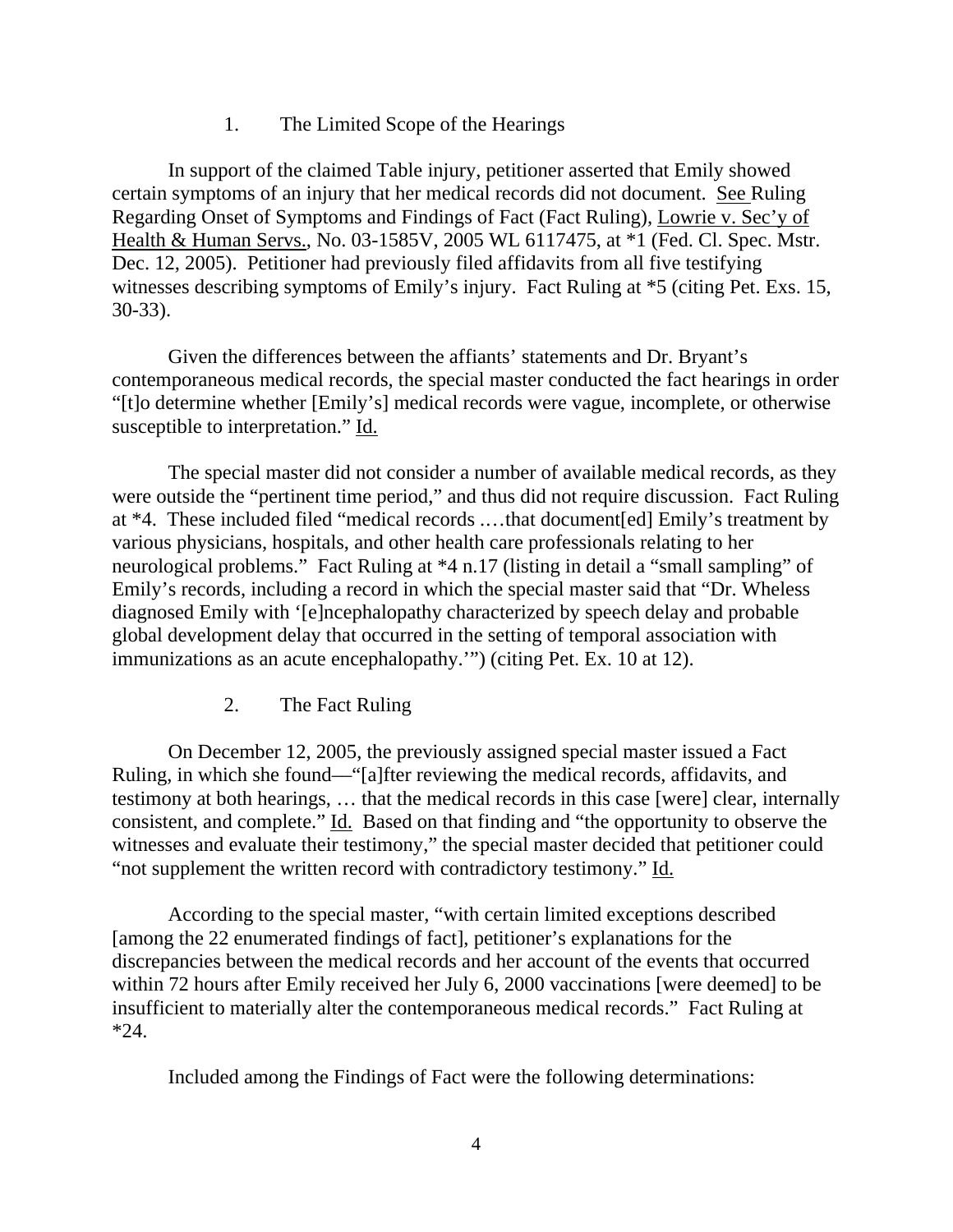### 1. The Limited Scope of the Hearings

In support of the claimed Table injury, petitioner asserted that Emily showed certain symptoms of an injury that her medical records did not document. See Ruling Regarding Onset of Symptoms and Findings of Fact (Fact Ruling), Lowrie v. Sec'y of Health & Human Servs., No. 03-1585V, 2005 WL 6117475, at *1 (Fed. Cl. Spec. Mstr. Dec. 12, 2005). Petitioner had previously filed affidavits from all five testifying witnesses describing symptoms of Emily's injury. Fact Ruling at *5 (citing Pet. Exs. 15, 30-33).

Given the differences between the affiants' statements and Dr. Bryant's contemporaneous medical records, the special master conducted the fact hearings in order "[t]o determine whether [Emily's] medical records were vague, incomplete, or otherwise susceptible to interpretation." Id.

The special master did not consider a number of available medical records, as they were outside the "pertinent time period," and thus did not require discussion. Fact Ruling at *4. These included filed "medical records .…that document[ed] Emily's treatment by various physicians, hospitals, and other health care professionals relating to her neurological problems." Fact Ruling at *4 n.17 (listing in detail a "small sampling" of Emily's records, including a record in which the special master said that "Dr. Wheless diagnosed Emily with '[e]ncephalopathy characterized by speech delay and probable global development delay that occurred in the setting of temporal association with immunizations as an acute encephalopathy.'") (citing Pet. Ex. 10 at 12).

### 2. The Fact Ruling

On December 12, 2005, the previously assigned special master issued a Fact Ruling, in which she found—"[a]fter reviewing the medical records, affidavits, and testimony at both hearings, … that the medical records in this case [were] clear, internally consistent, and complete." Id. Based on that finding and "the opportunity to observe the witnesses and evaluate their testimony," the special master decided that petitioner could "not supplement the written record with contradictory testimony." Id.

According to the special master, "with certain limited exceptions described [among the 22 enumerated findings of fact], petitioner's explanations for the discrepancies between the medical records and her account of the events that occurred within 72 hours after Emily received her July 6, 2000 vaccinations [were deemed] to be insufficient to materially alter the contemporaneous medical records." Fact Ruling at *24.

Included among the Findings of Fact were the following determinations: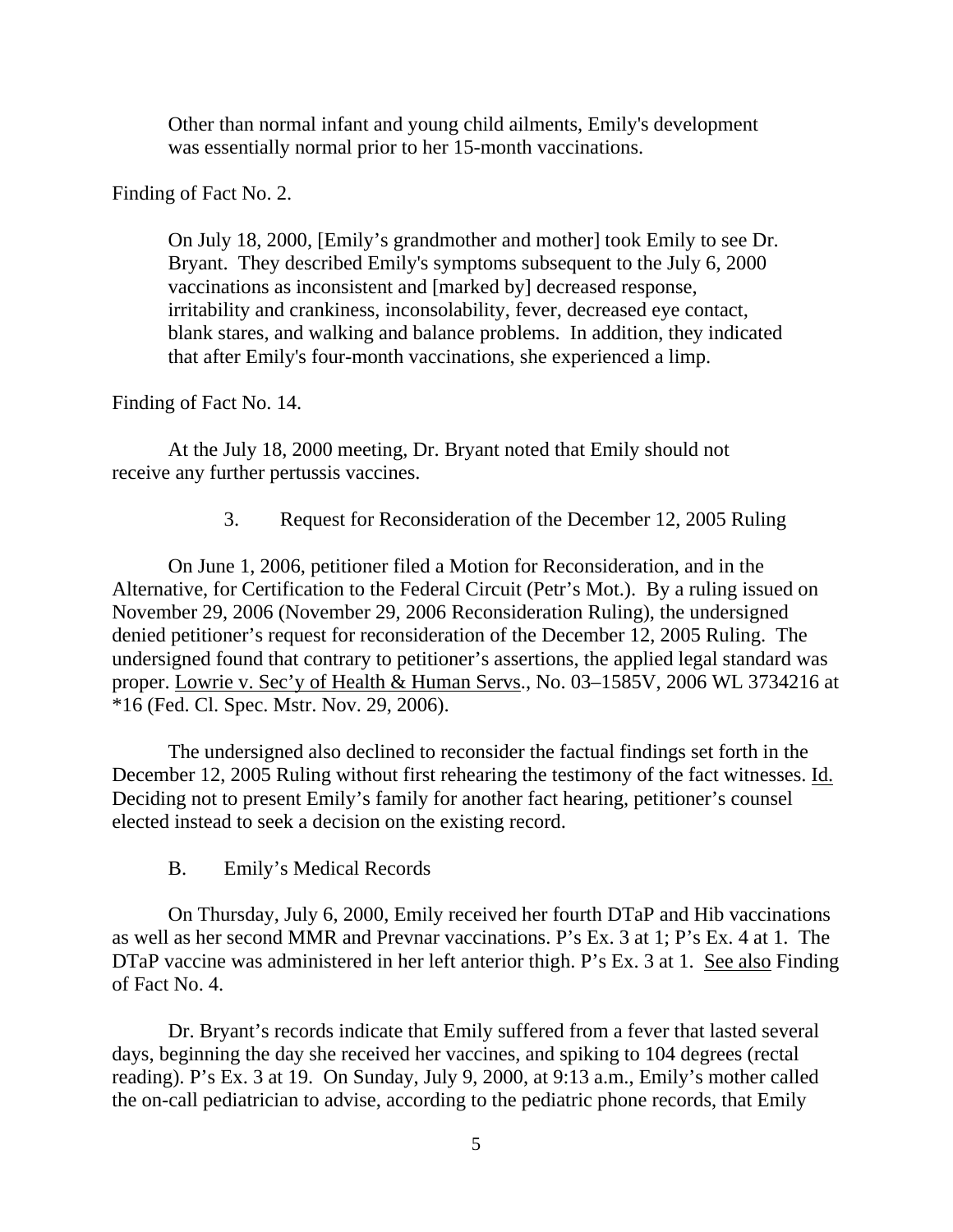> Other than normal infant and young child ailments, Emily's development was essentially normal prior to her 15-month vaccinations.

Finding of Fact No. 2.

> On July 18, 2000, [Emily's grandmother and mother] took Emily to see Dr. Bryant. They described Emily's symptoms subsequent to the July 6, 2000 vaccinations as inconsistent and [marked by] decreased response, irritability and crankiness, inconsolability, fever, decreased eye contact, blank stares, and walking and balance problems. In addition, they indicated that after Emily's four-month vaccinations, she experienced a limp.

Finding of Fact No. 14.

At the July 18, 2000 meeting, Dr. Bryant noted that Emily should not receive any further pertussis vaccines.

### 3. Request for Reconsideration of the December 12, 2005 Ruling

On June 1, 2006, petitioner filed a Motion for Reconsideration, and in the Alternative, for Certification to the Federal Circuit (Petr's Mot.). By a ruling issued on November 29, 2006 (November 29, 2006 Reconsideration Ruling), the undersigned denied petitioner's request for reconsideration of the December 12, 2005 Ruling. The undersigned found that contrary to petitioner's assertions, the applied legal standard was proper. Lowrie v. Sec'y of Health & Human Servs., No. 03–1585V, 2006 WL 3734216 at *16 (Fed. Cl. Spec. Mstr. Nov. 29, 2006).

The undersigned also declined to reconsider the factual findings set forth in the December 12, 2005 Ruling without first rehearing the testimony of the fact witnesses. Id. Deciding not to present Emily's family for another fact hearing, petitioner's counsel elected instead to seek a decision on the existing record.

## B. Emily's Medical Records

On Thursday, July 6, 2000, Emily received her fourth DTaP and Hib vaccinations as well as her second MMR and Prevnar vaccinations. P's Ex. 3 at 1; P's Ex. 4 at 1. The DTaP vaccine was administered in her left anterior thigh. P's Ex. 3 at 1. See also Finding of Fact No. 4.

Dr. Bryant's records indicate that Emily suffered from a fever that lasted several days, beginning the day she received her vaccines, and spiking to 104 degrees (rectal reading). P's Ex. 3 at 19. On Sunday, July 9, 2000, at 9:13 a.m., Emily's mother called the on-call pediatrician to advise, according to the pediatric phone records, that Emily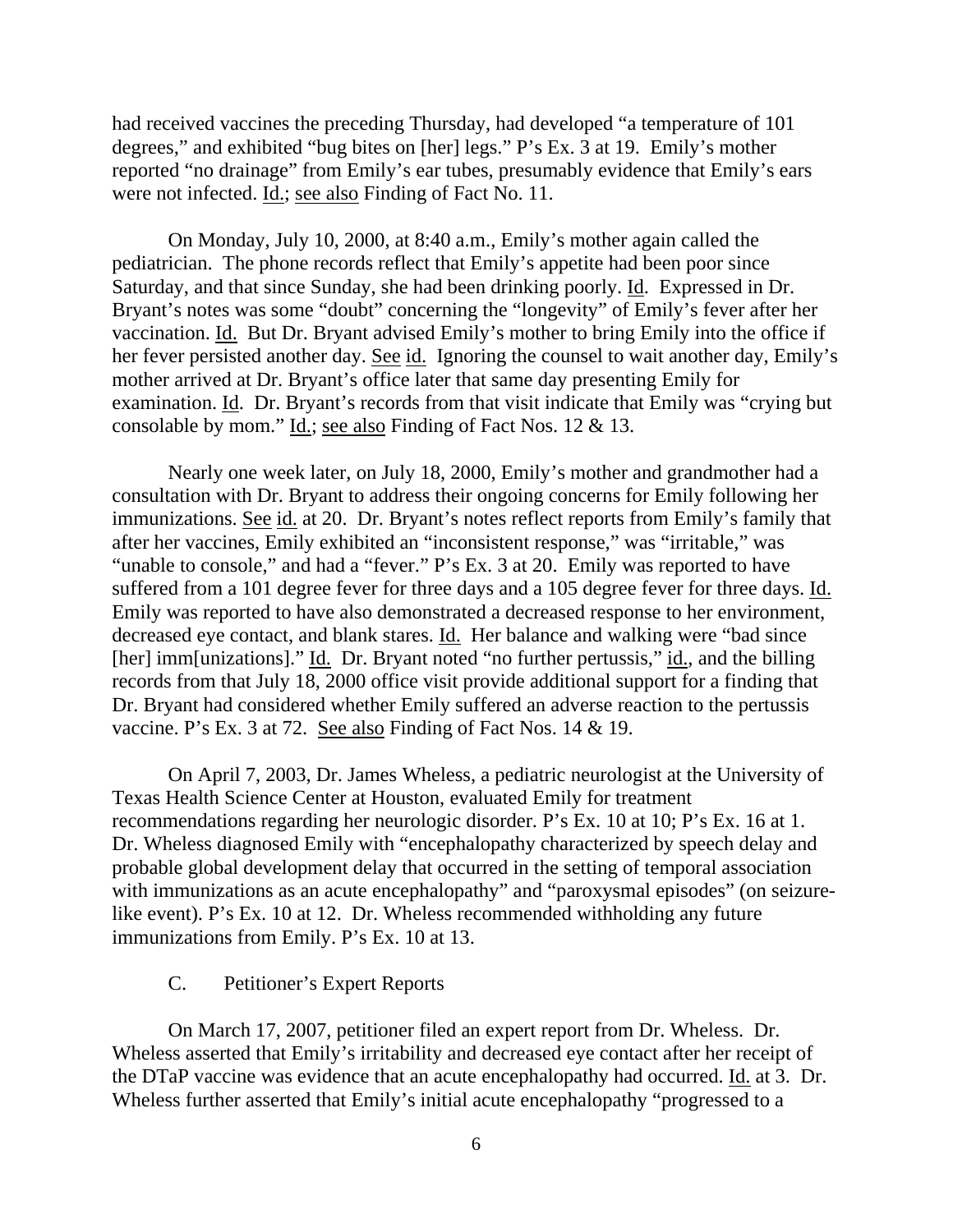had received vaccines the preceding Thursday, had developed "a temperature of 101 degrees," and exhibited "bug bites on [her] legs." P's Ex. 3 at 19. Emily's mother reported "no drainage" from Emily's ear tubes, presumably evidence that Emily's ears were not infected. Id.; see also Finding of Fact No. 11.

On Monday, July 10, 2000, at 8:40 a.m., Emily's mother again called the pediatrician. The phone records reflect that Emily's appetite had been poor since Saturday, and that since Sunday, she had been drinking poorly. Id. Expressed in Dr. Bryant's notes was some "doubt" concerning the "longevity" of Emily's fever after her vaccination. Id. But Dr. Bryant advised Emily's mother to bring Emily into the office if her fever persisted another day. See id. Ignoring the counsel to wait another day, Emily's mother arrived at Dr. Bryant's office later that same day presenting Emily for examination. Id. Dr. Bryant's records from that visit indicate that Emily was "crying but consolable by mom." Id.; see also Finding of Fact Nos. 12 & 13.

Nearly one week later, on July 18, 2000, Emily's mother and grandmother had a consultation with Dr. Bryant to address their ongoing concerns for Emily following her immunizations. See id. at 20. Dr. Bryant's notes reflect reports from Emily's family that after her vaccines, Emily exhibited an "inconsistent response," was "irritable," was "unable to console," and had a "fever." P's Ex. 3 at 20. Emily was reported to have suffered from a 101 degree fever for three days and a 105 degree fever for three days. Id. Emily was reported to have also demonstrated a decreased response to her environment, decreased eye contact, and blank stares. Id. Her balance and walking were "bad since [her] imm[unizations]." Id. Dr. Bryant noted "no further pertussis," id., and the billing records from that July 18, 2000 office visit provide additional support for a finding that Dr. Bryant had considered whether Emily suffered an adverse reaction to the pertussis vaccine. P's Ex. 3 at 72. See also Finding of Fact Nos. 14 & 19.

On April 7, 2003, Dr. James Wheless, a pediatric neurologist at the University of Texas Health Science Center at Houston, evaluated Emily for treatment recommendations regarding her neurologic disorder. P's Ex. 10 at 10; P's Ex. 16 at 1. Dr. Wheless diagnosed Emily with "encephalopathy characterized by speech delay and probable global development delay that occurred in the setting of temporal association with immunizations as an acute encephalopathy" and "paroxysmal episodes" (on seizure-like event). P's Ex. 10 at 12. Dr. Wheless recommended withholding any future immunizations from Emily. P's Ex. 10 at 13.

### C. Petitioner's Expert Reports

On March 17, 2007, petitioner filed an expert report from Dr. Wheless. Dr. Wheless asserted that Emily's irritability and decreased eye contact after her receipt of the DTaP vaccine was evidence that an acute encephalopathy had occurred. Id. at 3. Dr. Wheless further asserted that Emily's initial acute encephalopathy "progressed to a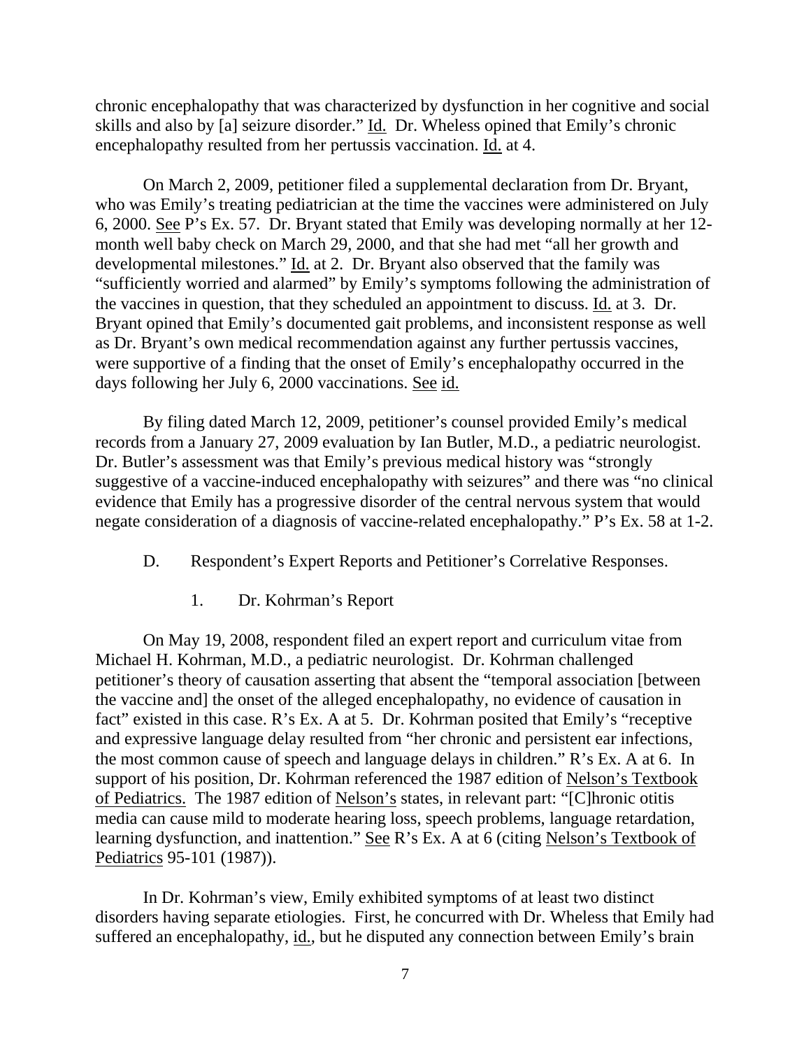chronic encephalopathy that was characterized by dysfunction in her cognitive and social skills and also by [a] seizure disorder." Id. Dr. Wheless opined that Emily's chronic encephalopathy resulted from her pertussis vaccination. Id. at 4.

On March 2, 2009, petitioner filed a supplemental declaration from Dr. Bryant, who was Emily's treating pediatrician at the time the vaccines were administered on July 6, 2000. See P's Ex. 57. Dr. Bryant stated that Emily was developing normally at her 12-month well baby check on March 29, 2000, and that she had met "all her growth and developmental milestones." Id. at 2. Dr. Bryant also observed that the family was "sufficiently worried and alarmed" by Emily's symptoms following the administration of the vaccines in question, that they scheduled an appointment to discuss. Id. at 3. Dr. Bryant opined that Emily's documented gait problems, and inconsistent response as well as Dr. Bryant's own medical recommendation against any further pertussis vaccines, were supportive of a finding that the onset of Emily's encephalopathy occurred in the days following her July 6, 2000 vaccinations. See id.

By filing dated March 12, 2009, petitioner's counsel provided Emily's medical records from a January 27, 2009 evaluation by Ian Butler, M.D., a pediatric neurologist. Dr. Butler's assessment was that Emily's previous medical history was "strongly suggestive of a vaccine-induced encephalopathy with seizures" and there was "no clinical evidence that Emily has a progressive disorder of the central nervous system that would negate consideration of a diagnosis of vaccine-related encephalopathy." P's Ex. 58 at 1-2.

### D. Respondent's Expert Reports and Petitioner's Correlative Responses.

#### 1. Dr. Kohrman's Report

On May 19, 2008, respondent filed an expert report and curriculum vitae from Michael H. Kohrman, M.D., a pediatric neurologist. Dr. Kohrman challenged petitioner's theory of causation asserting that absent the "temporal association [between the vaccine and] the onset of the alleged encephalopathy, no evidence of causation in fact" existed in this case. R's Ex. A at 5. Dr. Kohrman posited that Emily's "receptive and expressive language delay resulted from "her chronic and persistent ear infections, the most common cause of speech and language delays in children." R's Ex. A at 6. In support of his position, Dr. Kohrman referenced the 1987 edition of Nelson's Textbook of Pediatrics. The 1987 edition of Nelson's states, in relevant part: "[C]hronic otitis media can cause mild to moderate hearing loss, speech problems, language retardation, learning dysfunction, and inattention." See R's Ex. A at 6 (citing Nelson's Textbook of Pediatrics 95-101 (1987)).

In Dr. Kohrman's view, Emily exhibited symptoms of at least two distinct disorders having separate etiologies. First, he concurred with Dr. Wheless that Emily had suffered an encephalopathy, id., but he disputed any connection between Emily's brain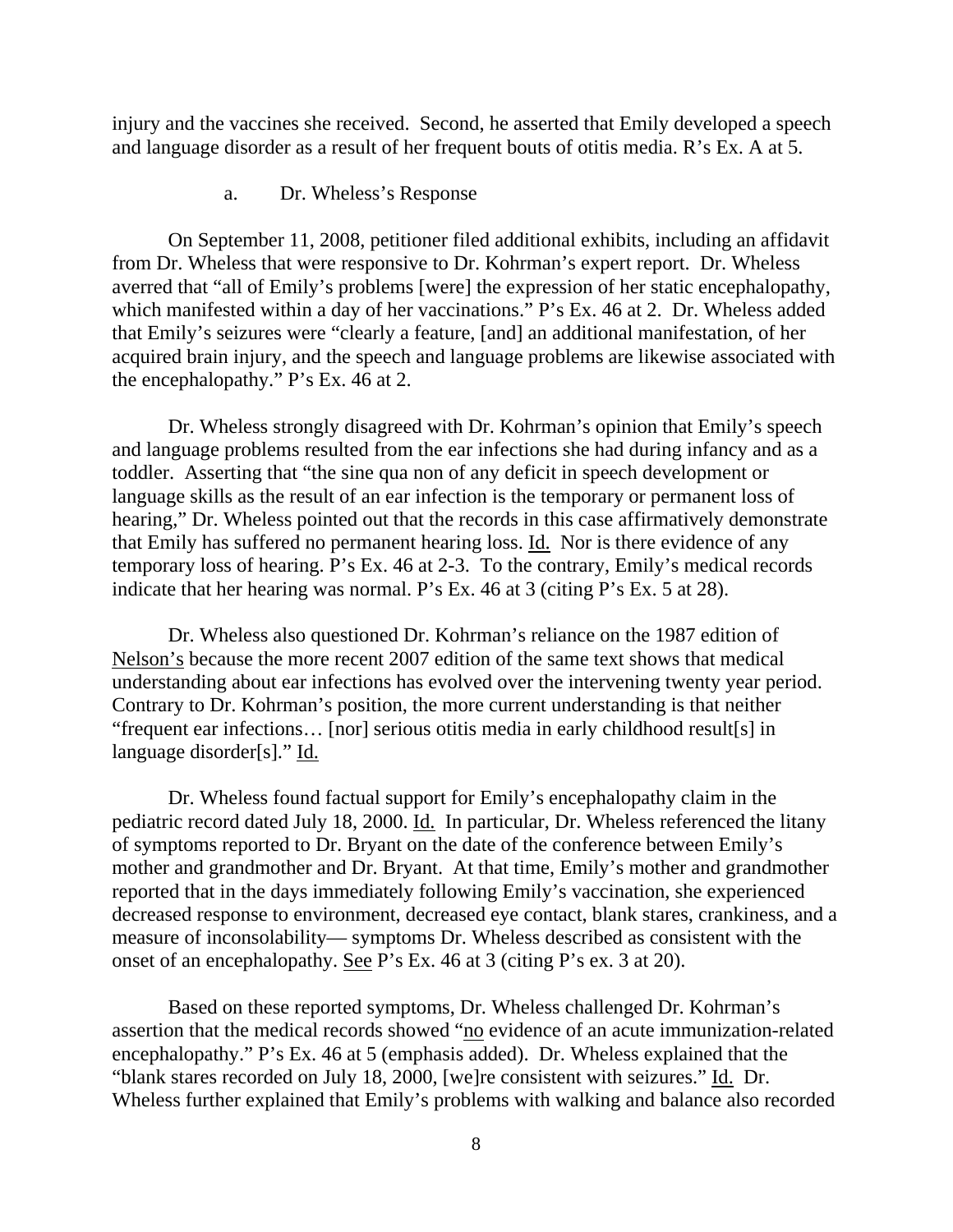injury and the vaccines she received. Second, he asserted that Emily developed a speech and language disorder as a result of her frequent bouts of otitis media. R's Ex. A at 5.

a. Dr. Wheless's Response

On September 11, 2008, petitioner filed additional exhibits, including an affidavit from Dr. Wheless that were responsive to Dr. Kohrman's expert report. Dr. Wheless averred that "all of Emily's problems [were] the expression of her static encephalopathy, which manifested within a day of her vaccinations." P's Ex. 46 at 2. Dr. Wheless added that Emily's seizures were "clearly a feature, [and] an additional manifestation, of her acquired brain injury, and the speech and language problems are likewise associated with the encephalopathy." P's Ex. 46 at 2.

Dr. Wheless strongly disagreed with Dr. Kohrman's opinion that Emily's speech and language problems resulted from the ear infections she had during infancy and as a toddler. Asserting that "the sine qua non of any deficit in speech development or language skills as the result of an ear infection is the temporary or permanent loss of hearing," Dr. Wheless pointed out that the records in this case affirmatively demonstrate that Emily has suffered no permanent hearing loss. Id. Nor is there evidence of any temporary loss of hearing. P's Ex. 46 at 2-3. To the contrary, Emily's medical records indicate that her hearing was normal. P's Ex. 46 at 3 (citing P's Ex. 5 at 28).

Dr. Wheless also questioned Dr. Kohrman's reliance on the 1987 edition of Nelson's because the more recent 2007 edition of the same text shows that medical understanding about ear infections has evolved over the intervening twenty year period. Contrary to Dr. Kohrman's position, the more current understanding is that neither "frequent ear infections… [nor] serious otitis media in early childhood result[s] in language disorder[s]." Id.

Dr. Wheless found factual support for Emily's encephalopathy claim in the pediatric record dated July 18, 2000. Id. In particular, Dr. Wheless referenced the litany of symptoms reported to Dr. Bryant on the date of the conference between Emily's mother and grandmother and Dr. Bryant. At that time, Emily's mother and grandmother reported that in the days immediately following Emily's vaccination, she experienced decreased response to environment, decreased eye contact, blank stares, crankiness, and a measure of inconsolability— symptoms Dr. Wheless described as consistent with the onset of an encephalopathy. See P's Ex. 46 at 3 (citing P's ex. 3 at 20).

Based on these reported symptoms, Dr. Wheless challenged Dr. Kohrman's assertion that the medical records showed "no evidence of an acute immunization-related encephalopathy." P's Ex. 46 at 5 (emphasis added). Dr. Wheless explained that the "blank stares recorded on July 18, 2000, [we]re consistent with seizures." Id. Dr. Wheless further explained that Emily's problems with walking and balance also recorded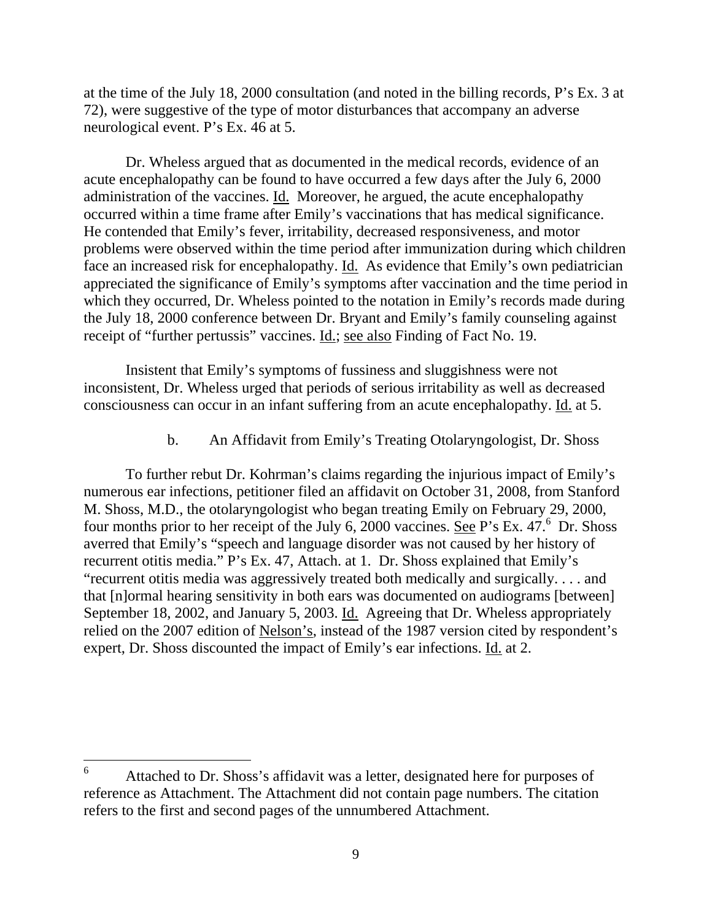at the time of the July 18, 2000 consultation (and noted in the billing records, P's Ex. 3 at 72), were suggestive of the type of motor disturbances that accompany an adverse neurological event. P's Ex. 46 at 5.

Dr. Wheless argued that as documented in the medical records, evidence of an acute encephalopathy can be found to have occurred a few days after the July 6, 2000 administration of the vaccines. Id. Moreover, he argued, the acute encephalopathy occurred within a time frame after Emily's vaccinations that has medical significance. He contended that Emily's fever, irritability, decreased responsiveness, and motor problems were observed within the time period after immunization during which children face an increased risk for encephalopathy. Id. As evidence that Emily's own pediatrician appreciated the significance of Emily's symptoms after vaccination and the time period in which they occurred, Dr. Wheless pointed to the notation in Emily's records made during the July 18, 2000 conference between Dr. Bryant and Emily's family counseling against receipt of "further pertussis" vaccines. Id.; see also Finding of Fact No. 19.

Insistent that Emily's symptoms of fussiness and sluggishness were not inconsistent, Dr. Wheless urged that periods of serious irritability as well as decreased consciousness can occur in an infant suffering from an acute encephalopathy. Id. at 5.

b. An Affidavit from Emily's Treating Otolaryngologist, Dr. Shoss

To further rebut Dr. Kohrman's claims regarding the injurious impact of Emily's numerous ear infections, petitioner filed an affidavit on October 31, 2008, from Stanford M. Shoss, M.D., the otolaryngologist who began treating Emily on February 29, 2000, four months prior to her receipt of the July 6, 2000 vaccines. See P's Ex. 47.[6] Dr. Shoss averred that Emily's "speech and language disorder was not caused by her history of recurrent otitis media." P's Ex. 47, Attach. at 1. Dr. Shoss explained that Emily's "recurrent otitis media was aggressively treated both medically and surgically. . . . and that [n]ormal hearing sensitivity in both ears was documented on audiograms [between] September 18, 2002, and January 5, 2003. Id. Agreeing that Dr. Wheless appropriately relied on the 2007 edition of Nelson's, instead of the 1987 version cited by respondent's expert, Dr. Shoss discounted the impact of Emily's ear infections. Id. at 2.

[6] Attached to Dr. Shoss's affidavit was a letter, designated here for purposes of reference as Attachment. The Attachment did not contain page numbers. The citation refers to the first and second pages of the unnumbered Attachment.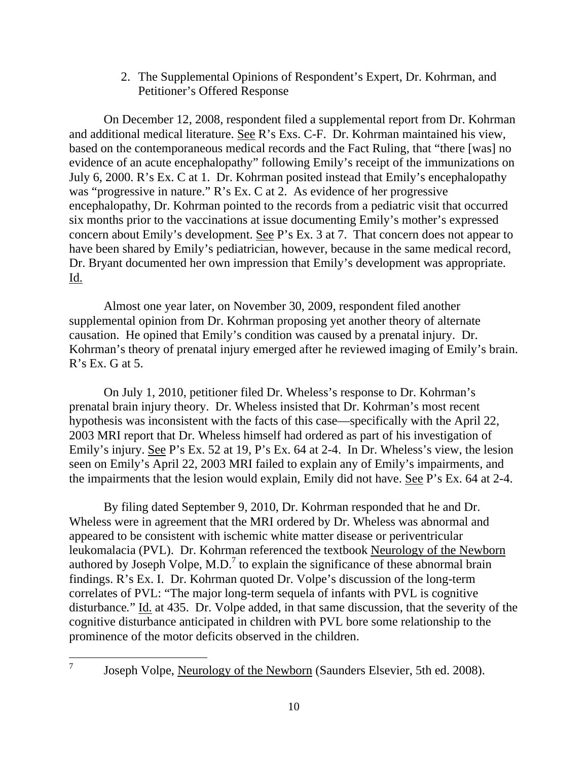2. The Supplemental Opinions of Respondent's Expert, Dr. Kohrman, and Petitioner's Offered Response

On December 12, 2008, respondent filed a supplemental report from Dr. Kohrman and additional medical literature. See R's Exs. C-F. Dr. Kohrman maintained his view, based on the contemporaneous medical records and the Fact Ruling, that "there [was] no evidence of an acute encephalopathy" following Emily's receipt of the immunizations on July 6, 2000. R's Ex. C at 1. Dr. Kohrman posited instead that Emily's encephalopathy was "progressive in nature." R's Ex. C at 2. As evidence of her progressive encephalopathy, Dr. Kohrman pointed to the records from a pediatric visit that occurred six months prior to the vaccinations at issue documenting Emily's mother's expressed concern about Emily's development. See P's Ex. 3 at 7. That concern does not appear to have been shared by Emily's pediatrician, however, because in the same medical record, Dr. Bryant documented her own impression that Emily's development was appropriate. Id.

Almost one year later, on November 30, 2009, respondent filed another supplemental opinion from Dr. Kohrman proposing yet another theory of alternate causation. He opined that Emily's condition was caused by a prenatal injury. Dr. Kohrman's theory of prenatal injury emerged after he reviewed imaging of Emily's brain. R's Ex. G at 5.

On July 1, 2010, petitioner filed Dr. Wheless's response to Dr. Kohrman's prenatal brain injury theory. Dr. Wheless insisted that Dr. Kohrman's most recent hypothesis was inconsistent with the facts of this case—specifically with the April 22, 2003 MRI report that Dr. Wheless himself had ordered as part of his investigation of Emily's injury. See P's Ex. 52 at 19, P's Ex. 64 at 2-4. In Dr. Wheless's view, the lesion seen on Emily's April 22, 2003 MRI failed to explain any of Emily's impairments, and the impairments that the lesion would explain, Emily did not have. See P's Ex. 64 at 2-4.

By filing dated September 9, 2010, Dr. Kohrman responded that he and Dr. Wheless were in agreement that the MRI ordered by Dr. Wheless was abnormal and appeared to be consistent with ischemic white matter disease or periventricular leukomalacia (PVL). Dr. Kohrman referenced the textbook Neurology of the Newborn authored by Joseph Volpe, M.D.[7] to explain the significance of these abnormal brain findings. R's Ex. I. Dr. Kohrman quoted Dr. Volpe's discussion of the long-term correlates of PVL: "The major long-term sequela of infants with PVL is cognitive disturbance." Id. at 435. Dr. Volpe added, in that same discussion, that the severity of the cognitive disturbance anticipated in children with PVL bore some relationship to the prominence of the motor deficits observed in the children.

[7] Joseph Volpe, Neurology of the Newborn (Saunders Elsevier, 5th ed. 2008).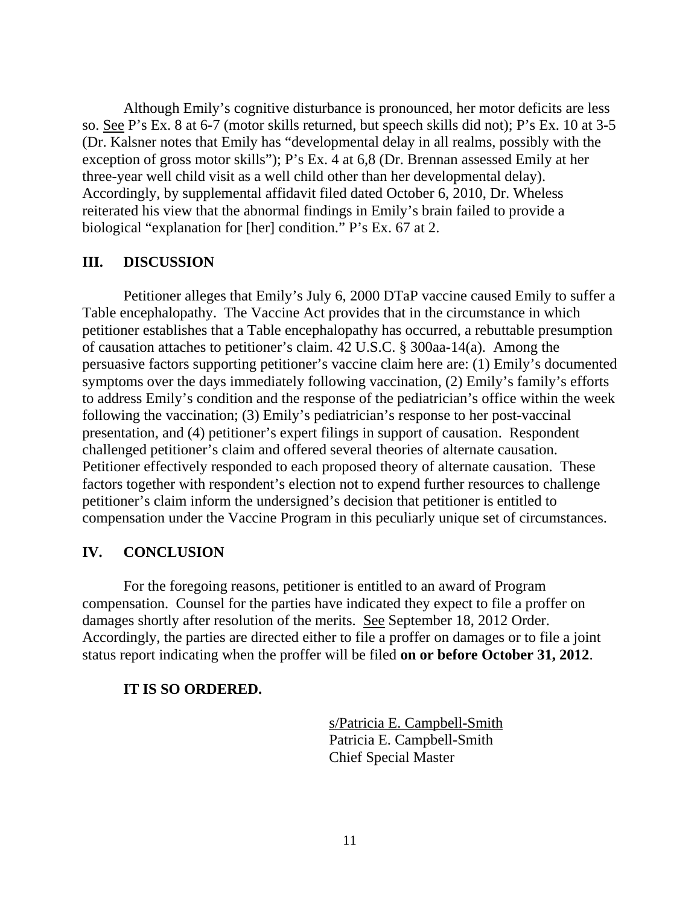Although Emily's cognitive disturbance is pronounced, her motor deficits are less so. See P's Ex. 8 at 6-7 (motor skills returned, but speech skills did not); P's Ex. 10 at 3-5 (Dr. Kalsner notes that Emily has "developmental delay in all realms, possibly with the exception of gross motor skills"); P's Ex. 4 at 6,8 (Dr. Brennan assessed Emily at her three-year well child visit as a well child other than her developmental delay). Accordingly, by supplemental affidavit filed dated October 6, 2010, Dr. Wheless reiterated his view that the abnormal findings in Emily's brain failed to provide a biological "explanation for [her] condition." P's Ex. 67 at 2.

## III. DISCUSSION

Petitioner alleges that Emily's July 6, 2000 DTaP vaccine caused Emily to suffer a Table encephalopathy. The Vaccine Act provides that in the circumstance in which petitioner establishes that a Table encephalopathy has occurred, a rebuttable presumption of causation attaches to petitioner's claim. 42 U.S.C. § 300aa-14(a). Among the persuasive factors supporting petitioner's vaccine claim here are: (1) Emily's documented symptoms over the days immediately following vaccination, (2) Emily's family's efforts to address Emily's condition and the response of the pediatrician's office within the week following the vaccination; (3) Emily's pediatrician's response to her post-vaccinal presentation, and (4) petitioner's expert filings in support of causation. Respondent challenged petitioner's claim and offered several theories of alternate causation. Petitioner effectively responded to each proposed theory of alternate causation. These factors together with respondent's election not to expend further resources to challenge petitioner's claim inform the undersigned's decision that petitioner is entitled to compensation under the Vaccine Program in this peculiarly unique set of circumstances.

## IV. CONCLUSION

For the foregoing reasons, petitioner is entitled to an award of Program compensation. Counsel for the parties have indicated they expect to file a proffer on damages shortly after resolution of the merits. See September 18, 2012 Order. Accordingly, the parties are directed either to file a proffer on damages or to file a joint status report indicating when the proffer will be filed **on or before October 31, 2012**.

**IT IS SO ORDERED.**

s/Patricia E. Campbell-Smith
Patricia E. Campbell-Smith
Chief Special Master